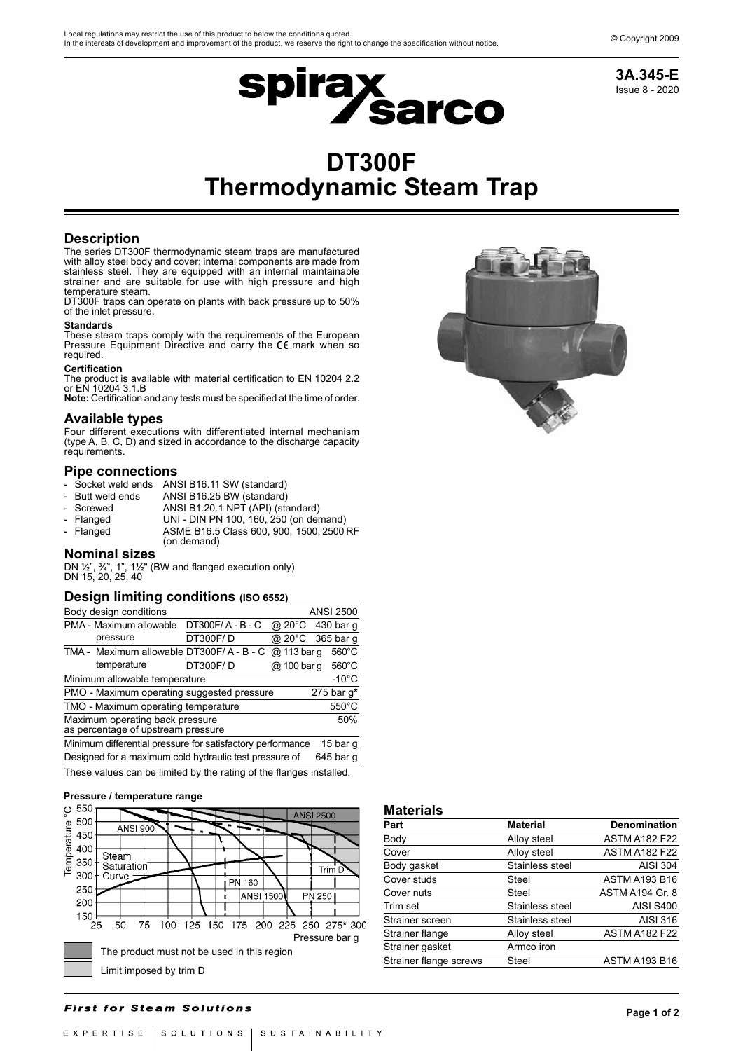Local regulations may restrict the use of this product to below the conditions quoted.
In the interests of development and improvement of the product, we reserve the right to change the specification without notice.

© Copyright 2009

**3A.345-E**
Issue 8 - 2020

# DT300F
# Thermodynamic Steam Trap

## Description

The series DT300F thermodynamic steam traps are manufactured with alloy steel body and cover; internal components are made from stainless steel. They are equipped with an internal maintainable strainer and are suitable for use with high pressure and high temperature steam.
DT300F traps can operate on plants with back pressure up to 50% of the inlet pressure.

**Standards**
These steam traps comply with the requirements of the European Pressure Equipment Directive and carry the CE mark when so required.

**Certification**
The product is available with material certification to EN 10204 2.2 or EN 10204 3.1.B
**Note:** Certification and any tests must be specified at the time of order.

## Available types

Four different executions with differentiated internal mechanism (type A, B, C, D) and sized in accordance to the discharge capacity requirements.

## Pipe connections

- Socket weld ends ANSI B16.11 SW (standard)
- Butt weld ends ANSI B16.25 BW (standard)
- Screwed ANSI B1.20.1 NPT (API) (standard)
- Flanged UNI - DIN PN 100, 160, 250 (on demand)
- Flanged ASME B16.5 Class 600, 900, 1500, 2500 RF (on demand)

## Nominal sizes

DN ½", ¾", 1", 1½" (BW and flanged execution only)
DN 15, 20, 25, 40

## Design limiting conditions (ISO 6552)

| Body design conditions | | | ANSI 2500 |
|---|---|---|---|
| PMA - Maximum allowable pressure | DT300F/ A - B - C | @ 20°C | 430 bar g |
| | DT300F/ D | @ 20°C | 365 bar g |
| TMA - Maximum allowable temperature | DT300F/ A - B - C | @ 113 bar g | 560°C |
| | DT300F/ D | @ 100 bar g | 560°C |
| Minimum allowable temperature | | | -10°C |
| PMO - Maximum operating suggested pressure | | | 275 bar g* |
| TMO - Maximum operating temperature | | | 550°C |
| Maximum operating back pressure as percentage of upstream pressure | | | 50% |
| Minimum differential pressure for satisfactory performance | | | 15 bar g |
| Designed for a maximum cold hydraulic test pressure of | | | 645 bar g |

These values can be limited by the rating of the flanges installed.

**Pressure / temperature range**

The product must not be used in this region

Limit imposed by trim D

## Materials

| Part | Material | Denomination |
|---|---|---|
| Body | Alloy steel | ASTM A182 F22 |
| Cover | Alloy steel | ASTM A182 F22 |
| Body gasket | Stainless steel | AISI 304 |
| Cover studs | Steel | ASTM A193 B16 |
| Cover nuts | Steel | ASTM A194 Gr. 8 |
| Trim set | Stainless steel | AISI S400 |
| Strainer screen | Stainless steel | AISI 316 |
| Strainer flange | Alloy steel | ASTM A182 F22 |
| Strainer gasket | Armco iron | |
| Strainer flange screws | Steel | ASTM A193 B16 |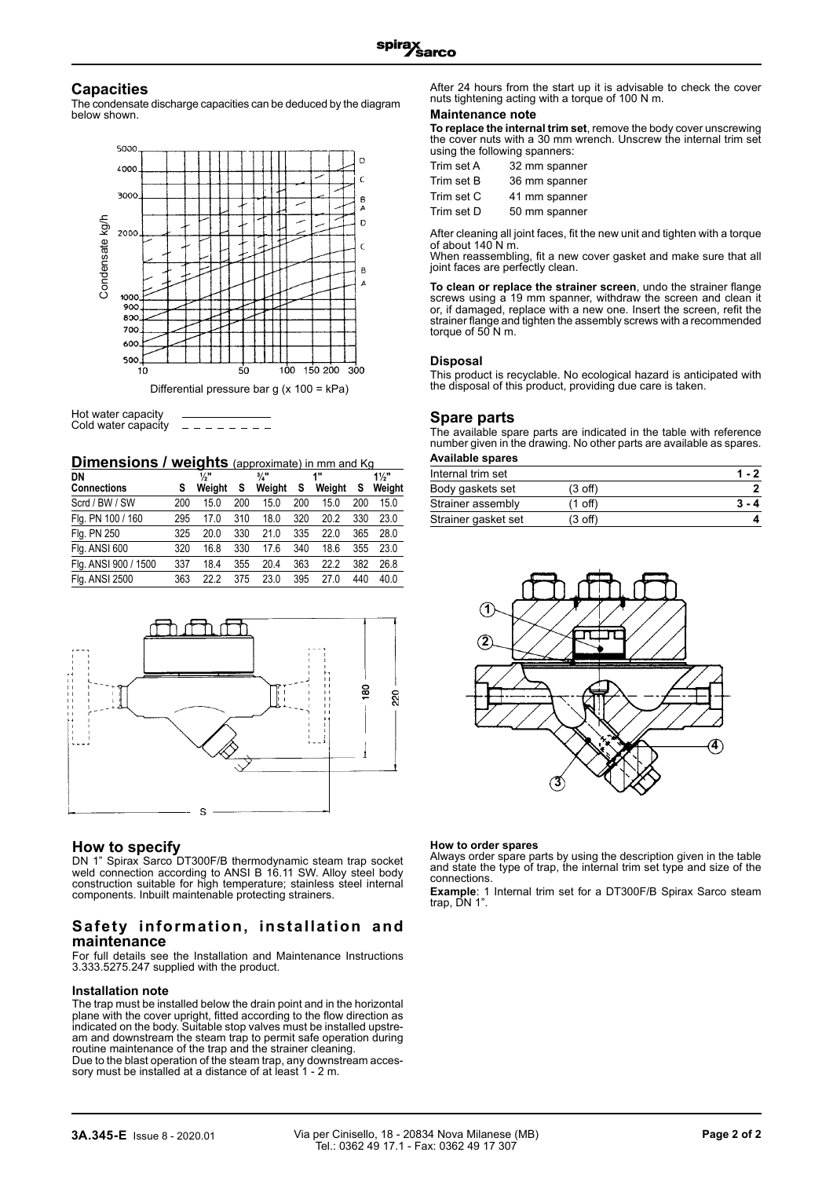## Capacities

The condensate discharge capacities can be deduced by the diagram below shown.

5000
4000
3000
2000
1000
900
800
700
600
500
Condensate kg/h
10
50
100 150 200 300
Differential pressure bar g (x 100 = kPa)
D
C
B
A
D
C
B
A

Hot water capacity
Cold water capacity

## Dimensions / weights (approximate) in mm and Kg

| DN | ½" | | ¾" | | 1" | | 1½" | |
|---|---|---|---|---|---|---|---|---|
| Connections | S | Weight | S | Weight | S | Weight | S | Weight |
| Scrd / BW / SW | 200 | 15.0 | 200 | 15.0 | 200 | 15.0 | 200 | 15.0 |
| Flg. PN 100 / 160 | 295 | 17.0 | 310 | 18.0 | 320 | 20.2 | 330 | 23.0 |
| Flg. PN 250 | 325 | 20.0 | 330 | 21.0 | 335 | 22.0 | 365 | 28.0 |
| Flg. ANSI 600 | 320 | 16.8 | 330 | 17.6 | 340 | 18.6 | 355 | 23.0 |
| Flg. ANSI 900 / 1500 | 337 | 18.4 | 355 | 20.4 | 363 | 22.2 | 382 | 26.8 |
| Flg. ANSI 2500 | 363 | 22.2 | 375 | 23.0 | 395 | 27.0 | 440 | 40.0 |

180
220
S

## How to specify

DN 1" Spirax Sarco DT300F/B thermodynamic steam trap socket weld connection according to ANSI B 16.11 SW. Alloy steel body construction suitable for high temperature; stainless steel internal components. Inbuilt maintenable protecting strainers.

## Safety information, installation and maintenance

For full details see the Installation and Maintenance Instructions 3.333.5275.247 supplied with the product.

### Installation note

The trap must be installed below the drain point and in the horizontal plane with the cover upright, fitted according to the flow direction as indicated on the body. Suitable stop valves must be installed upstream and downstream the steam trap to permit safe operation during routine maintenance of the trap and the strainer cleaning.
Due to the blast operation of the steam trap, any downstream accessory must be installed at a distance of at least 1 - 2 m.

After 24 hours from the start up it is advisable to check the cover nuts tightening acting with a torque of 100 N m.

### Maintenance note

**To replace the internal trim set**, remove the body cover unscrewing the cover nuts with a 30 mm wrench. Unscrew the internal trim set using the following spanners:

| | |
|---|---|
| Trim set A | 32 mm spanner |
| Trim set B | 36 mm spanner |
| Trim set C | 41 mm spanner |
| Trim set D | 50 mm spanner |

After cleaning all joint faces, fit the new unit and tighten with a torque of about 140 N m.
When reassembling, fit a new cover gasket and make sure that all joint faces are perfectly clean.

**To clean or replace the strainer screen**, undo the strainer flange screws using a 19 mm spanner, withdraw the screen and clean it or, if damaged, replace with a new one. Insert the screen, refit the strainer flange and tighten the assembly screws with a recommended torque of 50 N m.

### Disposal

This product is recyclable. No ecological hazard is anticipated with the disposal of this product, providing due care is taken.

## Spare parts

The available spare parts are indicated in the table with reference number given in the drawing. No other parts are available as spares.

**Available spares**

| | | |
|---|---|---|
| Internal trim set | | 1 - 2 |
| Body gaskets set | (3 off) | 2 |
| Strainer assembly | (1 off) | 3 - 4 |
| Strainer gasket set | (3 off) | 4 |

1
2
3
4

### How to order spares

Always order spare parts by using the description given in the table and state the type of trap, the internal trim set type and size of the connections.

**Example**: 1 Internal trim set for a DT300F/B Spirax Sarco steam trap, DN 1".